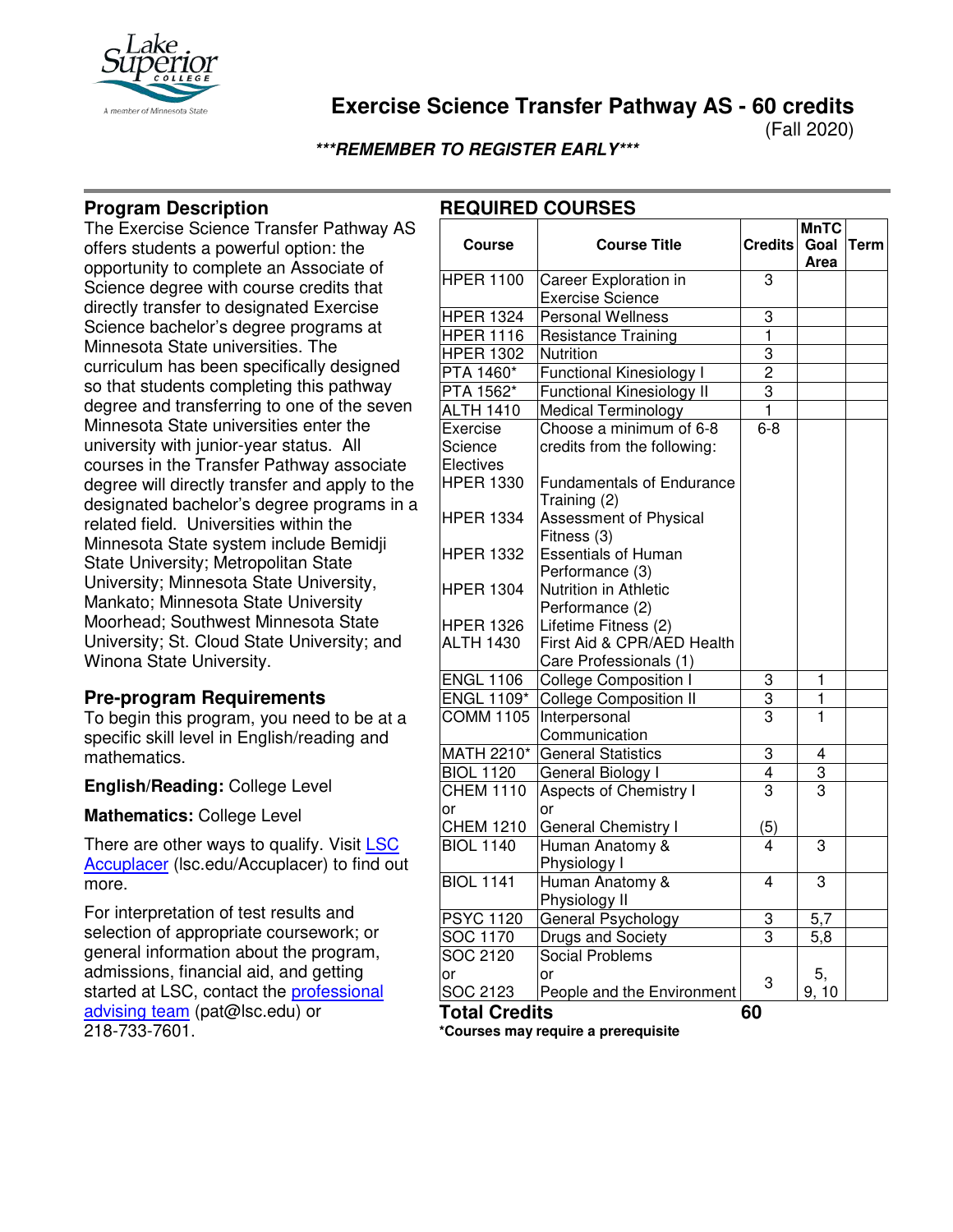# Exercise Science Transfer Pathway AS - 60 credits

(Fall 2020)

***REMEMBER TO REGISTER EARLY***

## Program Description

The Exercise Science Transfer Pathway AS offers students a powerful option: the opportunity to complete an Associate of Science degree with course credits that directly transfer to designated Exercise Science bachelor's degree programs at Minnesota State universities. The curriculum has been specifically designed so that students completing this pathway degree and transferring to one of the seven Minnesota State universities enter the university with junior-year status. All courses in the Transfer Pathway associate degree will directly transfer and apply to the designated bachelor's degree programs in a related field. Universities within the Minnesota State system include Bemidji State University; Metropolitan State University; Minnesota State University, Mankato; Minnesota State University Moorhead; Southwest Minnesota State University; St. Cloud State University; and Winona State University.

## Pre-program Requirements

To begin this program, you need to be at a specific skill level in English/reading and mathematics.

**English/Reading:** College Level

**Mathematics:** College Level

There are other ways to qualify. Visit LSC Accuplacer (lsc.edu/Accuplacer) to find out more.

For interpretation of test results and selection of appropriate coursework; or general information about the program, admissions, financial aid, and getting started at LSC, contact the professional advising team (pat@lsc.edu) or 218-733-7601.

## REQUIRED COURSES

| Course | Course Title | Credits | MnTC Goal Area | Term |
|---|---|---|---|---|
| HPER 1100 | Career Exploration in Exercise Science | 3 | | |
| HPER 1324 | Personal Wellness | 3 | | |
| HPER 1116 | Resistance Training | 1 | | |
| HPER 1302 | Nutrition | 3 | | |
| PTA 1460* | Functional Kinesiology I | 2 | | |
| PTA 1562* | Functional Kinesiology II | 3 | | |
| ALTH 1410 | Medical Terminology | 1 | | |
| Exercise Science Electives | Choose a minimum of 6-8 credits from the following: | 6-8 | | |
| HPER 1330 | Fundamentals of Endurance Training (2) | | | |
| HPER 1334 | Assessment of Physical Fitness (3) | | | |
| HPER 1332 | Essentials of Human Performance (3) | | | |
| HPER 1304 | Nutrition in Athletic Performance (2) | | | |
| HPER 1326 | Lifetime Fitness (2) | | | |
| ALTH 1430 | First Aid & CPR/AED Health Care Professionals (1) | | | |
| ENGL 1106 | College Composition I | 3 | 1 | |
| ENGL 1109* | College Composition II | 3 | 1 | |
| COMM 1105 | Interpersonal Communication | 3 | 1 | |
| MATH 2210* | General Statistics | 3 | 4 | |
| BIOL 1120 | General Biology I | 4 | 3 | |
| CHEM 1110 or CHEM 1210 | Aspects of Chemistry I or General Chemistry I | 3 (5) | 3 | |
| BIOL 1140 | Human Anatomy & Physiology I | 4 | 3 | |
| BIOL 1141 | Human Anatomy & Physiology II | 4 | 3 | |
| PSYC 1120 | General Psychology | 3 | 5,7 | |
| SOC 1170 | Drugs and Society | 3 | 5,8 | |
| SOC 2120 or SOC 2123 | Social Problems or People and the Environment | 3 | 5, 9, 10 | |
| **Total Credits** | | **60** | | |

***Courses may require a prerequisite**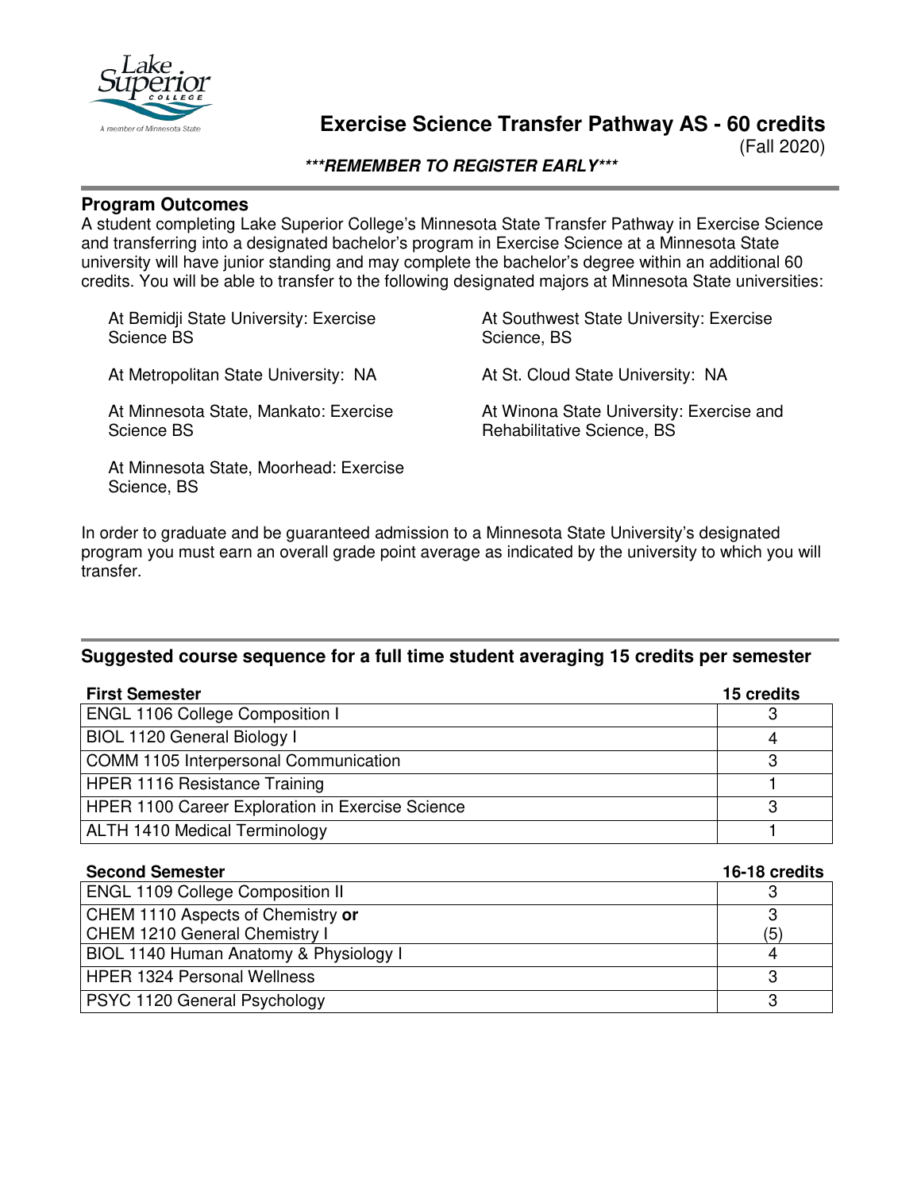# Exercise Science Transfer Pathway AS - 60 credits

(Fall 2020)

***REMEMBER TO REGISTER EARLY***

## Program Outcomes

A student completing Lake Superior College's Minnesota State Transfer Pathway in Exercise Science and transferring into a designated bachelor's program in Exercise Science at a Minnesota State university will have junior standing and may complete the bachelor's degree within an additional 60 credits. You will be able to transfer to the following designated majors at Minnesota State universities:

- At Bemidji State University: Exercise Science BS
- At Metropolitan State University: NA
- At Minnesota State, Mankato: Exercise Science BS
- At Minnesota State, Moorhead: Exercise Science, BS
- At Southwest State University: Exercise Science, BS
- At St. Cloud State University: NA
- At Winona State University: Exercise and Rehabilitative Science, BS

In order to graduate and be guaranteed admission to a Minnesota State University's designated program you must earn an overall grade point average as indicated by the university to which you will transfer.

## Suggested course sequence for a full time student averaging 15 credits per semester

| First Semester | 15 credits |
|---|---|
| ENGL 1106 College Composition I | 3 |
| BIOL 1120 General Biology I | 4 |
| COMM 1105 Interpersonal Communication | 3 |
| HPER 1116 Resistance Training | 1 |
| HPER 1100 Career Exploration in Exercise Science | 3 |
| ALTH 1410 Medical Terminology | 1 |

| Second Semester | 16-18 credits |
|---|---|
| ENGL 1109 College Composition II | 3 |
| CHEM 1110 Aspects of Chemistry **or**<br>CHEM 1210 General Chemistry I | 3<br>(5) |
| BIOL 1140 Human Anatomy & Physiology I | 4 |
| HPER 1324 Personal Wellness | 3 |
| PSYC 1120 General Psychology | 3 |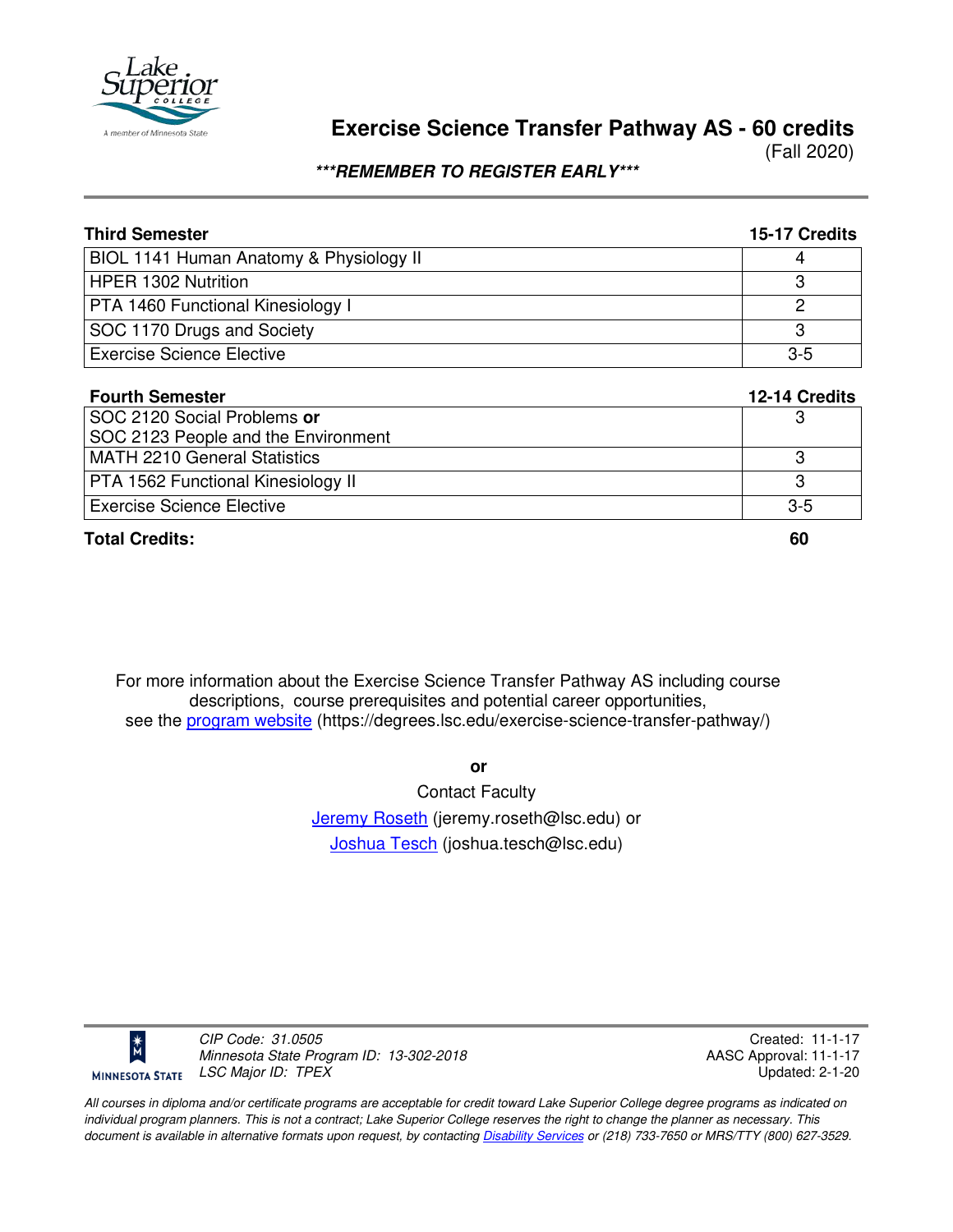# Exercise Science Transfer Pathway AS - 60 credits

(Fall 2020)

***REMEMBER TO REGISTER EARLY***

| Third Semester | 15-17 Credits |
| --- | --- |
| BIOL 1141 Human Anatomy & Physiology II | 4 |
| HPER 1302 Nutrition | 3 |
| PTA 1460 Functional Kinesiology I | 2 |
| SOC 1170 Drugs and Society | 3 |
| Exercise Science Elective | 3-5 |

| Fourth Semester | 12-14 Credits |
| --- | --- |
| SOC 2120 Social Problems **or** SOC 2123 People and the Environment | 3 |
| MATH 2210 General Statistics | 3 |
| PTA 1562 Functional Kinesiology II | 3 |
| Exercise Science Elective | 3-5 |

**Total Credits: 60**

For more information about the Exercise Science Transfer Pathway AS including course descriptions, course prerequisites and potential career opportunities, see the program website (https://degrees.lsc.edu/exercise-science-transfer-pathway/)

**or**

Contact Faculty

Jeremy Roseth (jeremy.roseth@lsc.edu) or

Joshua Tesch (joshua.tesch@lsc.edu)

*CIP Code: 31.0505*
*Minnesota State Program ID: 13-302-2018*
*LSC Major ID: TPEX*

Created: 11-1-17
AASC Approval: 11-1-17
Updated: 2-1-20

*All courses in diploma and/or certificate programs are acceptable for credit toward Lake Superior College degree programs as indicated on individual program planners. This is not a contract; Lake Superior College reserves the right to change the planner as necessary. This document is available in alternative formats upon request, by contacting Disability Services or (218) 733-7650 or MRS/TTY (800) 627-3529.*